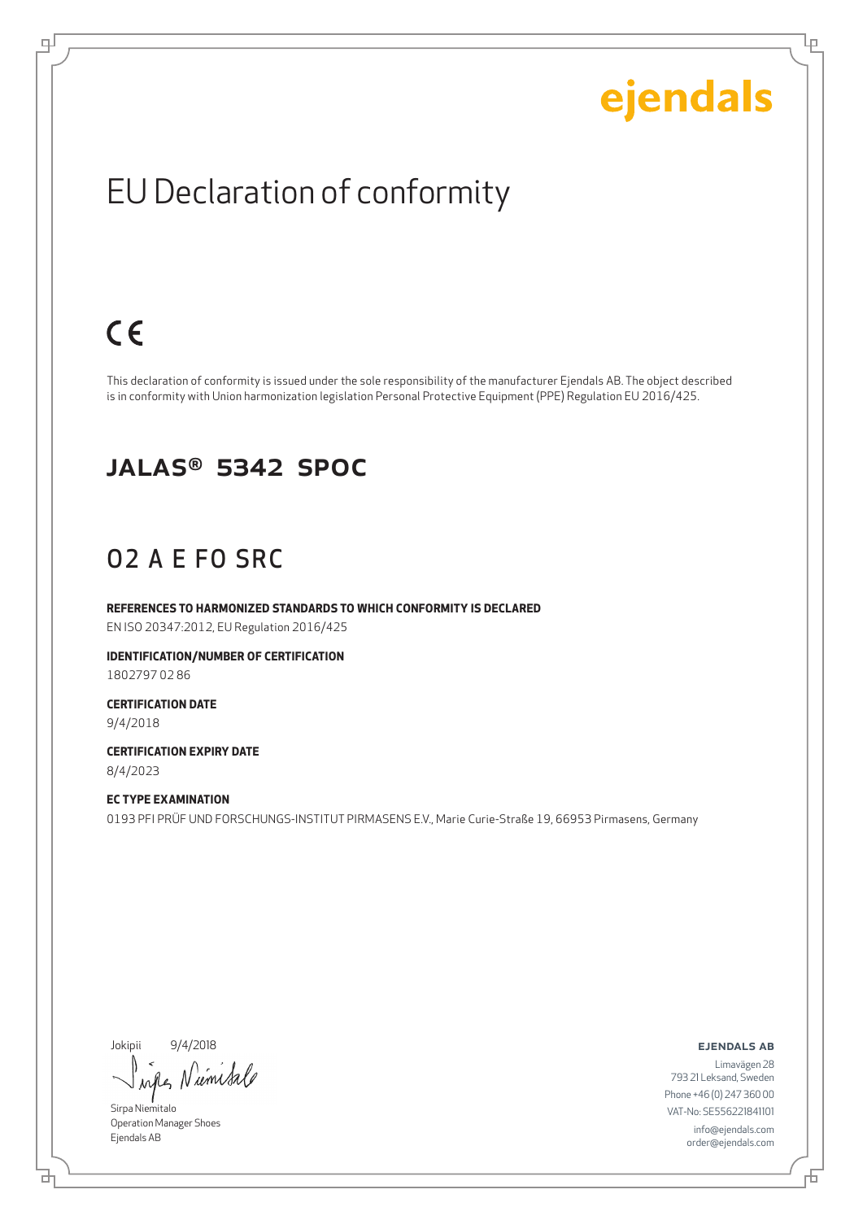ejendals

# EU Declaration of conformity

CE

This declaration of conformity is issued under the sole responsibility of the manufacturer Ejendals AB. The object described is in conformity with Union harmonization legislation Personal Protective Equipment (PPE) Regulation EU 2016/425.

## JALAS® 5342 SPOC

## O2 A E FO SRC

**REFERENCES TO HARMONIZED STANDARDS TO WHICH CONFORMITY IS DECLARED**
EN ISO 20347:2012, EU Regulation 2016/425

**IDENTIFICATION/NUMBER OF CERTIFICATION**
1802797 02 86

**CERTIFICATION DATE**
9/4/2018

**CERTIFICATION EXPIRY DATE**
8/4/2023

**EC TYPE EXAMINATION**
0193 PFI PRÜF UND FORSCHUNGS-INSTITUT PIRMASENS E.V., Marie Curie-Straße 19, 66953 Pirmasens, Germany

Jokipii 9/4/2018

Sirpa Niemitalo
Operation Manager Shoes
Ejendals AB

**EJENDALS AB**
Limavägen 28
793 21 Leksand, Sweden
Phone +46 (0) 247 360 00
VAT-No: SE556221841101
info@ejendals.com
order@ejendals.com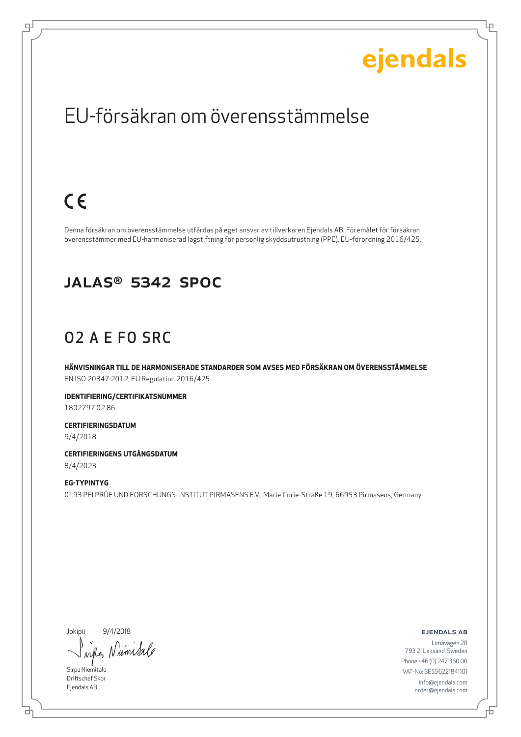ejendals

# EU-försäkran om överensstämmelse

CE

Denna försäkran om överensstämmelse utfärdas på eget ansvar av tillverkaren Ejendals AB. Föremålet för försäkran överensstämmer med EU-harmoniserad lagstiftning för personlig skyddsutrustning (PPE), EU-förordning 2016/425.

## JALAS® 5342 SPOC

## O2 A E FO SRC

**HÄNVISNINGAR TILL DE HARMONISERADE STANDARDER SOM AVSES MED FÖRSÄKRAN OM ÖVERENSSTÄMMELSE**
EN ISO 20347:2012, EU Regulation 2016/425

**IDENTIFIERING/CERTIFIKATSNUMMER**
1802797 02 86

**CERTIFIERINGSDATUM**
9/4/2018

**CERTIFIERINGENS UTGÅNGSDATUM**
8/4/2023

**EG-TYPINTYG**
0193 PFI PRÜF UND FORSCHUNGS-INSTITUT PIRMASENS E.V., Marie Curie-Straße 19, 66953 Pirmasens, Germany

Jokipii 9/4/2018

Sirpa Niemitalo
Driftschef Skor
Ejendals AB

**EJENDALS AB**
Limavägen 28
793 21 Leksand, Sweden
Phone +46 (0) 247 360 00
VAT-No: SE556221841101
info@ejendals.com
order@ejendals.com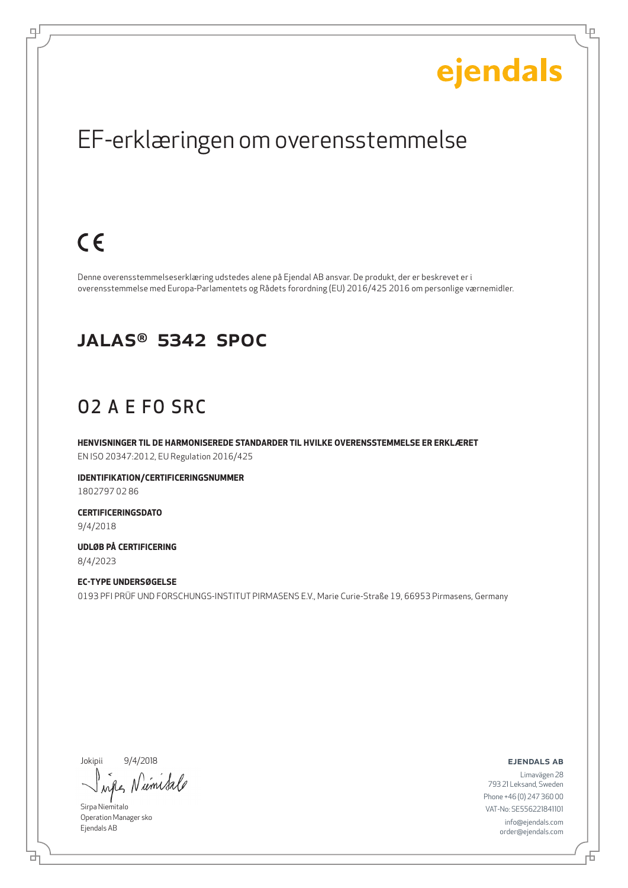ejendals

# EF-erklæringen om overensstemmelse

CE

Denne overensstemmelseserklæring udstedes alene på Ejendal AB ansvar. De produkt, der er beskrevet er i overensstemmelse med Europa-Parlamentets og Rådets forordning (EU) 2016/425 2016 om personlige værnemidler.

## JALAS® 5342 SPOC

## O2 A E FO SRC

**HENVISNINGER TIL DE HARMONISEREDE STANDARDER TIL HVILKE OVERENSSTEMMELSE ER ERKLÆRET**
EN ISO 20347:2012, EU Regulation 2016/425

**IDENTIFIKATION/CERTIFICERINGSNUMMER**
1802797 02 86

**CERTIFICERINGSDATO**
9/4/2018

**UDLØB PÅ CERTIFICERING**
8/4/2023

**EC-TYPE UNDERSØGELSE**
0193 PFI PRÜF UND FORSCHUNGS-INSTITUT PIRMASENS E.V., Marie Curie-Straße 19, 66953 Pirmasens, Germany

Jokipii 9/4/2018

Sirpa Niemitalo
Operation Manager sko
Ejendals AB

**EJENDALS AB**

Limavägen 28
793 21 Leksand, Sweden
Phone +46 (0) 247 360 00
VAT-No: SE556221841101
info@ejendals.com
order@ejendals.com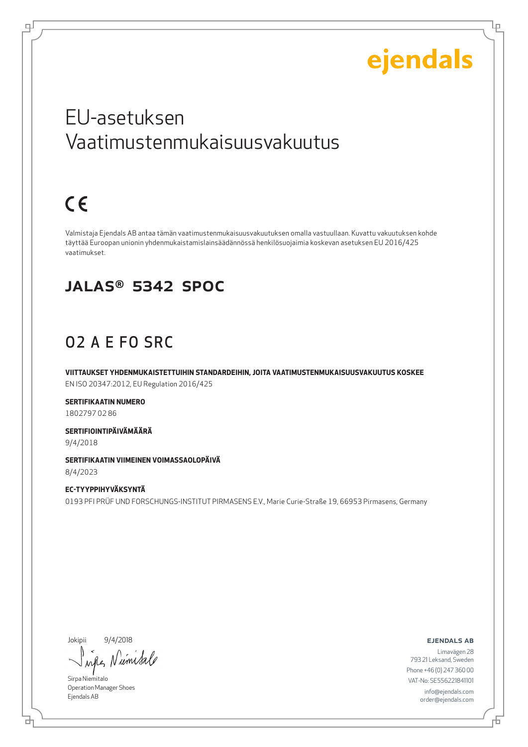ejendals

# EU-asetuksen Vaatimustenmukaisuusvakuutus

CE

Valmistaja Ejendals AB antaa tämän vaatimustenmukaisuusvakuutuksen omalla vastuullaan. Kuvattu vakuutuksen kohde täyttää Euroopan unionin yhdenmukaistamislainsäädännössä henkilösuojaimia koskevan asetuksen EU 2016/425 vaatimukset.

## JALAS® 5342 SPOC

## O2 A E FO SRC

**VIITTAUKSET YHDENMUKAISTETTUIHIN STANDARDEIHIN, JOITA VAATIMUSTENMUKAISUUSVAKUUTUS KOSKEE**
EN ISO 20347:2012, EU Regulation 2016/425

**SERTIFIKAATIN NUMERO**
1802797 02 86

**SERTIFIOINTIPÄIVÄMÄÄRÄ**
9/4/2018

**SERTIFIKAATIN VIIMEINEN VOIMASSAOLOPÄIVÄ**
8/4/2023

**EC-TYYPPIHYVÄKSYNTÄ**
0193 PFI PRÜF UND FORSCHUNGS-INSTITUT PIRMASENS E.V., Marie Curie-Straße 19, 66953 Pirmasens, Germany

Jokipii 9/4/2018

Sirpa Niemitalo
Operation Manager Shoes
Ejendals AB

**EJENDALS AB**
Limavägen 28
793 21 Leksand, Sweden
Phone +46 (0) 247 360 00
VAT-No: SE556221841101
info@ejendals.com
order@ejendals.com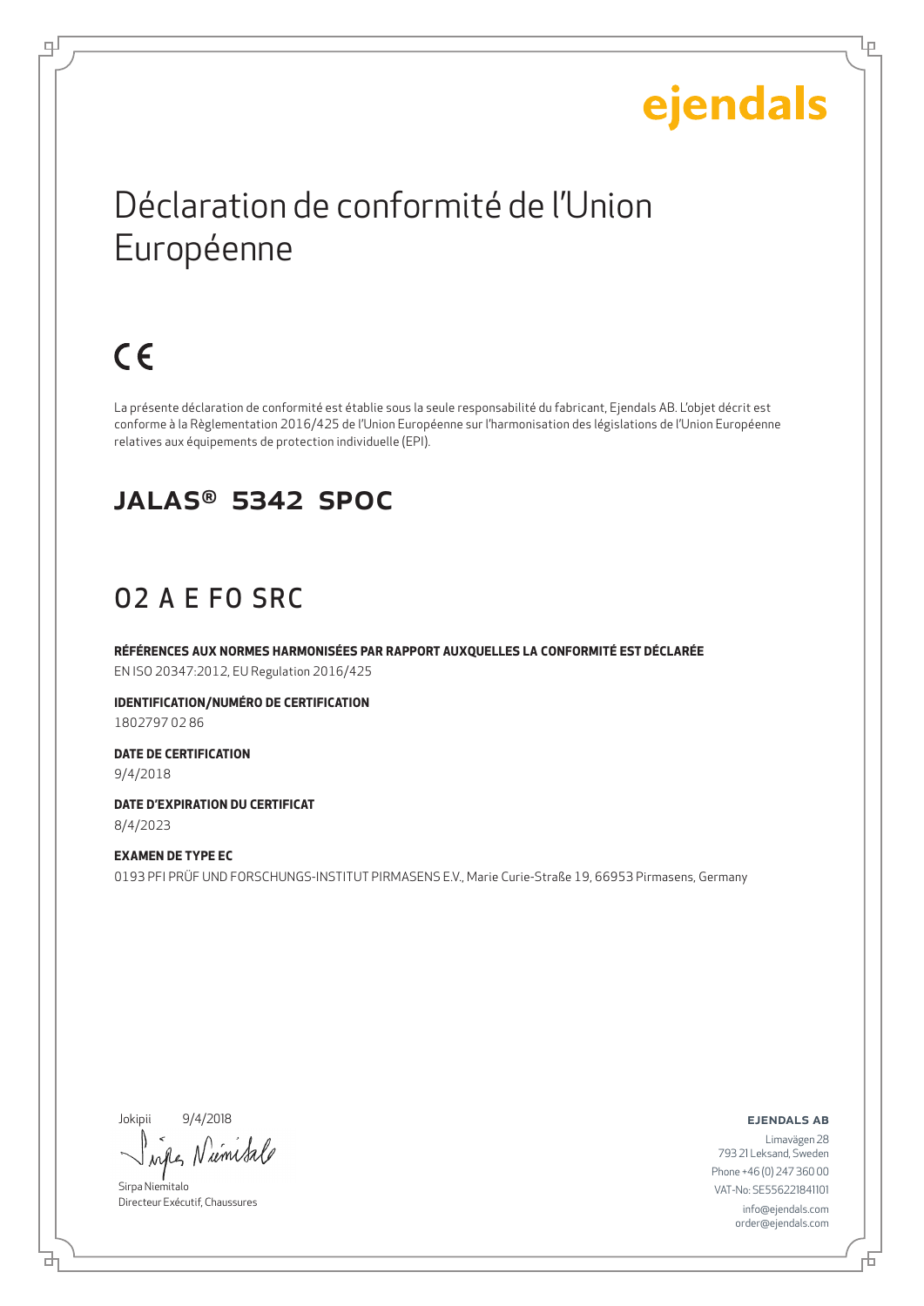ejendals

# Déclaration de conformité de l'Union Européenne

CE

La présente déclaration de conformité est établie sous la seule responsabilité du fabricant, Ejendals AB. L'objet décrit est conforme à la Règlementation 2016/425 de l'Union Européenne sur l'harmonisation des législations de l'Union Européenne relatives aux équipements de protection individuelle (EPI).

## JALAS® 5342 SPOC

## O2 A E FO SRC

**RÉFÉRENCES AUX NORMES HARMONISÉES PAR RAPPORT AUXQUELLES LA CONFORMITÉ EST DÉCLARÉE**
EN ISO 20347:2012, EU Regulation 2016/425

**IDENTIFICATION/NUMÉRO DE CERTIFICATION**
1802797 02 86

**DATE DE CERTIFICATION**
9/4/2018

**DATE D'EXPIRATION DU CERTIFICAT**
8/4/2023

**EXAMEN DE TYPE EC**
0193 PFI PRÜF UND FORSCHUNGS-INSTITUT PIRMASENS E.V., Marie Curie-Straße 19, 66953 Pirmasens, Germany

Jokipii 9/4/2018

Sirpa Niemitalo
Directeur Exécutif, Chaussures

**EJENDALS AB**
Limavägen 28
793 21 Leksand, Sweden
Phone +46 (0) 247 360 00
VAT-No: SE556221841101
info@ejendals.com
order@ejendals.com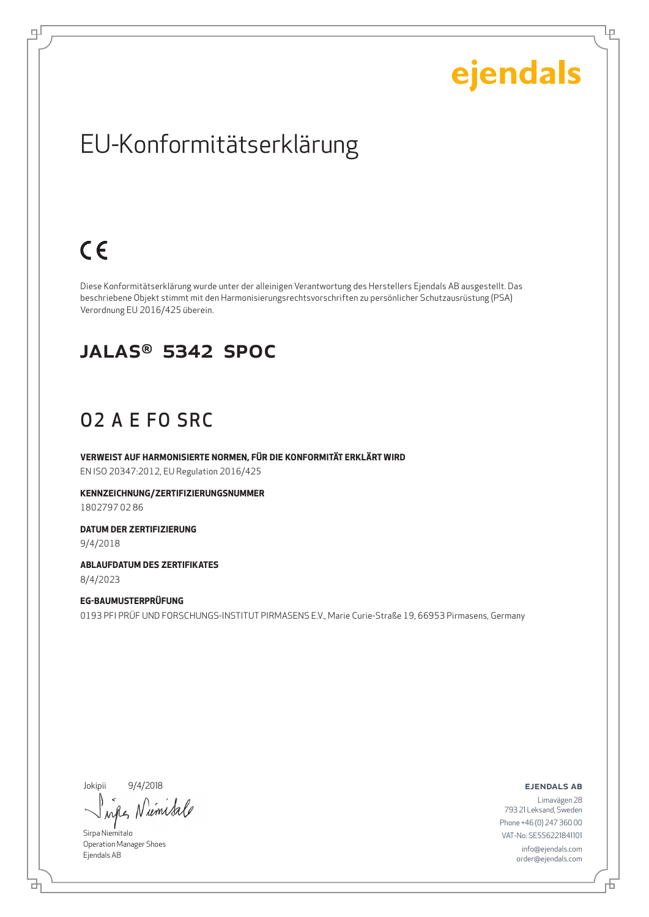ejendals

# EU-Konformitätserklärung

CE

Diese Konformitätserklärung wurde unter der alleinigen Verantwortung des Herstellers Ejendals AB ausgestellt. Das beschriebene Objekt stimmt mit den Harmonisierungsrechtsvorschriften zu persönlicher Schutzausrüstung (PSA) Verordnung EU 2016/425 überein.

## JALAS® 5342 SPOC

## O2 A E FO SRC

**VERWEIST AUF HARMONISIERTE NORMEN, FÜR DIE KONFORMITÄT ERKLÄRT WIRD**

EN ISO 20347:2012, EU Regulation 2016/425

**KENNZEICHNUNG/ZERTIFIZIERUNGSNUMMER**

1802797 02 86

**DATUM DER ZERTIFIZIERUNG**

9/4/2018

**ABLAUFDATUM DES ZERTIFIKATES**

8/4/2023

**EG-BAUMUSTERPRÜFUNG**

0193 PFI PRÜF UND FORSCHUNGS-INSTITUT PIRMASENS E.V., Marie Curie-Straße 19, 66953 Pirmasens, Germany

Jokipii 9/4/2018

Sirpa Niemitalo
Operation Manager Shoes
Ejendals AB

**EJENDALS AB**

Limavägen 28
793 21 Leksand, Sweden
Phone +46 (0) 247 360 00
VAT-No: SE556221841101
info@ejendals.com
order@ejendals.com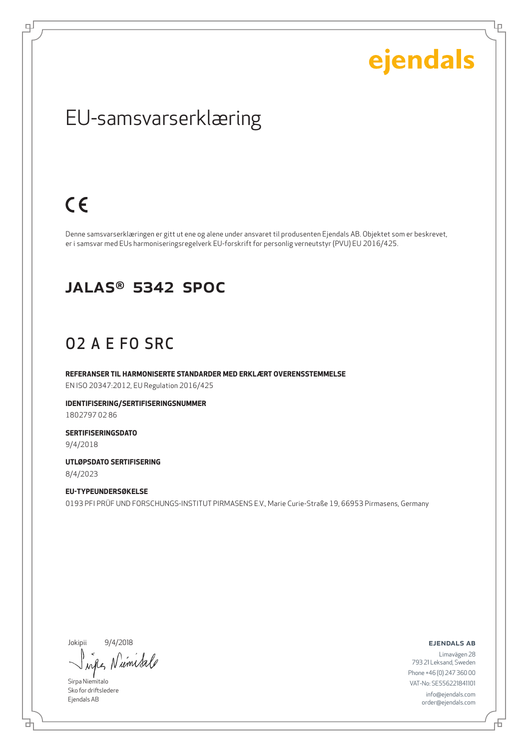ejendals

# EU-samsvarserklæring

CE

Denne samsvarserklæringen er gitt ut ene og alene under ansvaret til produsenten Ejendals AB. Objektet som er beskrevet, er i samsvar med EUs harmoniseringsregelverk EU-forskrift for personlig verneutstyr (PVU) EU 2016/425.

## JALAS® 5342 SPOC

## O2 A E FO SRC

**REFERANSER TIL HARMONISERTE STANDARDER MED ERKLÆRT OVERENSSTEMMELSE**
EN ISO 20347:2012, EU Regulation 2016/425

**IDENTIFISERING/SERTIFISERINGSNUMMER**
1802797 02 86

**SERTIFISERINGSDATO**
9/4/2018

**UTLØPSDATO SERTIFISERING**
8/4/2023

**EU-TYPEUNDERSØKELSE**
0193 PFI PRÜF UND FORSCHUNGS-INSTITUT PIRMASENS E.V., Marie Curie-Straße 19, 66953 Pirmasens, Germany

Jokipii 9/4/2018

Sirpa Niemitalo
Sko for driftsledere
Ejendals AB

**EJENDALS AB**
Limavägen 28
793 21 Leksand, Sweden
Phone +46 (0) 247 360 00
VAT-No: SE556221841101
info@ejendals.com
order@ejendals.com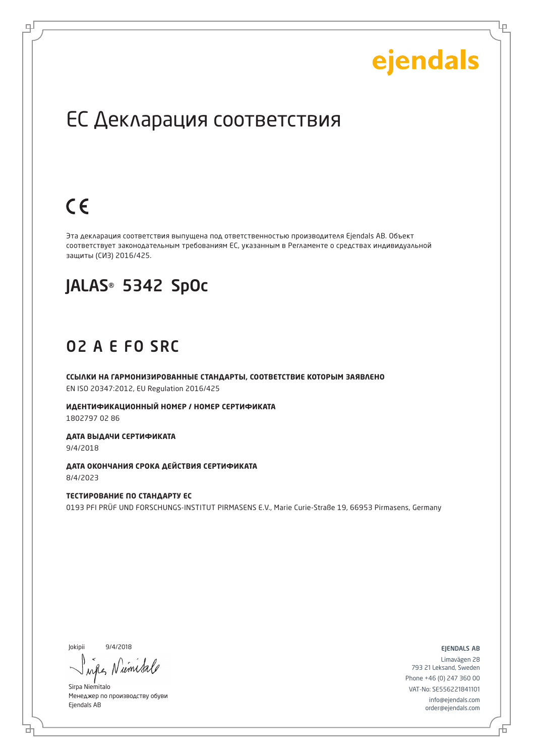ejendals

# ЕС Декларация соответствия

CE

Эта декларация соответствия выпущена под ответственностью производителя Ejendals AB. Объект соответствует законодательным требованиям ЕС, указанным в Регламенте о средствах индивидуальной защиты (СИЗ) 2016/425.

## JALAS® 5342 SpOc

## O2 A E FO SRC

**ССЫЛКИ НА ГАРМОНИЗИРОВАННЫЕ СТАНДАРТЫ, СООТВЕТСТВИЕ КОТОРЫМ ЗАЯВЛЕНО**
EN ISO 20347:2012, EU Regulation 2016/425

**ИДЕНТИФИКАЦИОННЫЙ НОМЕР / НОМЕР СЕРТИФИКАТА**
1802797 02 86

**ДАТА ВЫДАЧИ СЕРТИФИКАТА**
9/4/2018

**ДАТА ОКОНЧАНИЯ СРОКА ДЕЙСТВИЯ СЕРТИФИКАТА**
8/4/2023

**ТЕСТИРОВАНИЕ ПО СТАНДАРТУ ЕС**
0193 PFI PRÜF UND FORSCHUNGS-INSTITUT PIRMASENS E.V., Marie Curie-Straße 19, 66953 Pirmasens, Germany

Jokipii 9/4/2018

Sirpa Niemitalo
Менеджер по производству обуви
Ejendals AB

EJENDALS AB
Limavägen 28
793 21 Leksand, Sweden
Phone +46 (0) 247 360 00
VAT-No: SE556221841101
info@ejendals.com
order@ejendals.com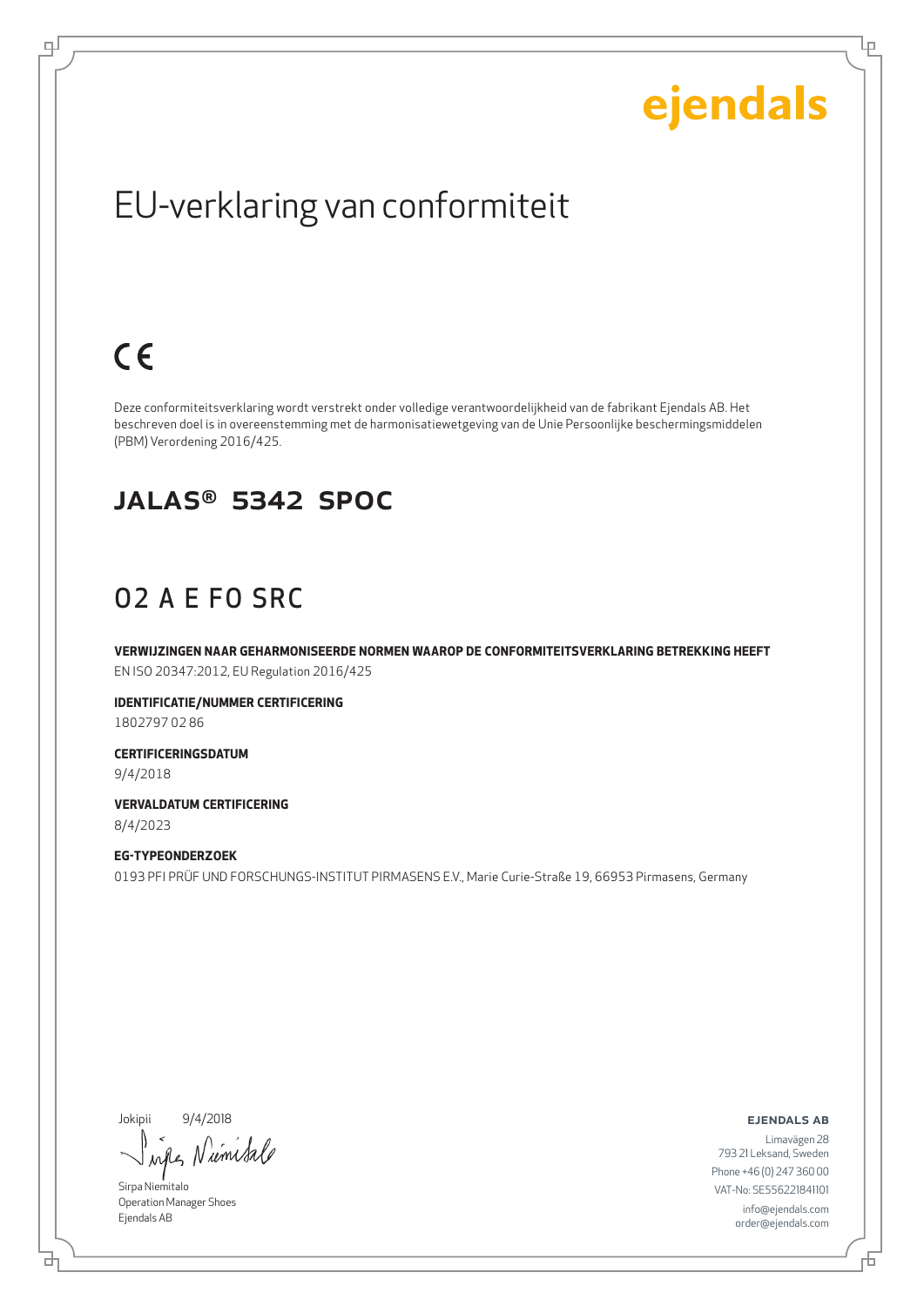ejendals

# EU-verklaring van conformiteit

CE

Deze conformiteitsverklaring wordt verstrekt onder volledige verantwoordelijkheid van de fabrikant Ejendals AB. Het beschreven doel is in overeenstemming met de harmonisatiewetgeving van de Unie Persoonlijke beschermingsmiddelen (PBM) Verordening 2016/425.

## JALAS® 5342 SPOC

## O2 A E FO SRC

**VERWIJZINGEN NAAR GEHARMONISEERDE NORMEN WAAROP DE CONFORMITEITSVERKLARING BETREKKING HEEFT**
EN ISO 20347:2012, EU Regulation 2016/425

**IDENTIFICATIE/NUMMER CERTIFICERING**
1802797 02 86

**CERTIFICERINGSDATUM**
9/4/2018

**VERVALDATUM CERTIFICERING**
8/4/2023

**EG-TYPEONDERZOEK**
0193 PFI PRÜF UND FORSCHUNGS-INSTITUT PIRMASENS E.V., Marie Curie-Straße 19, 66953 Pirmasens, Germany

Jokipii 9/4/2018

Sirpa Niemitalo
Operation Manager Shoes
Ejendals AB

**EJENDALS AB**
Limavägen 28
793 21 Leksand, Sweden
Phone +46 (0) 247 360 00
VAT-No: SE556221841101
info@ejendals.com
order@ejendals.com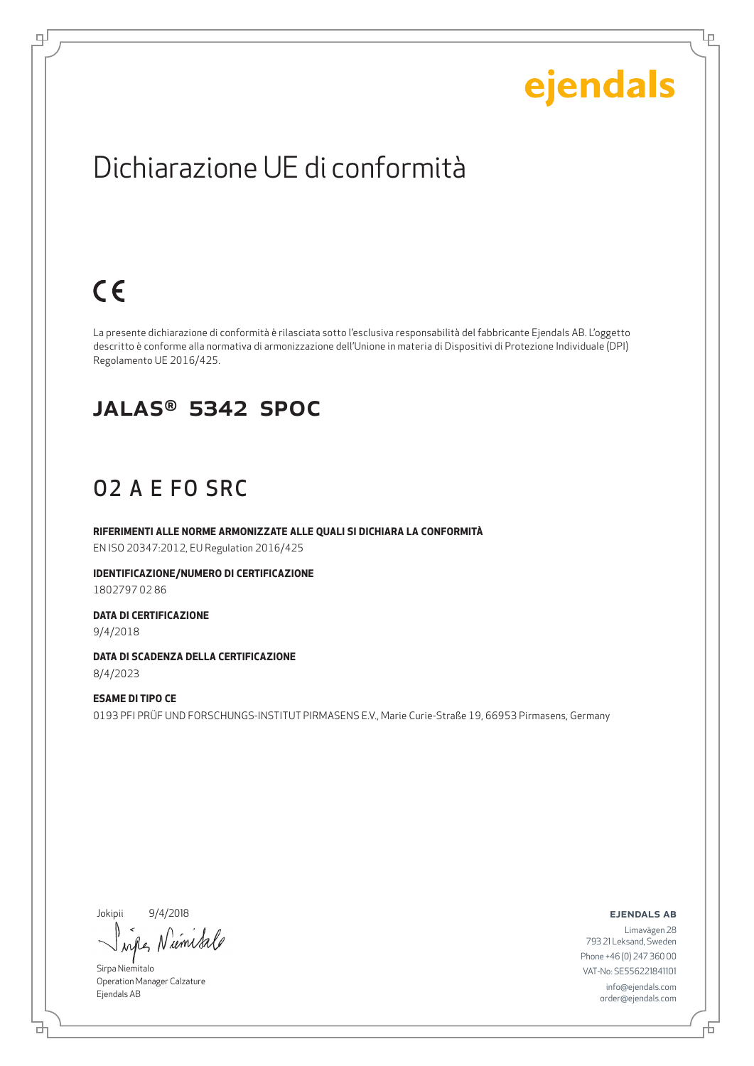ejendals

# Dichiarazione UE di conformità

CE

La presente dichiarazione di conformità è rilasciata sotto l'esclusiva responsabilità del fabbricante Ejendals AB. L'oggetto descritto è conforme alla normativa di armonizzazione dell'Unione in materia di Dispositivi di Protezione Individuale (DPI) Regolamento UE 2016/425.

## JALAS® 5342 SPOC

## O2 A E FO SRC

**RIFERIMENTI ALLE NORME ARMONIZZATE ALLE QUALI SI DICHIARA LA CONFORMITÀ**
EN ISO 20347:2012, EU Regulation 2016/425

**IDENTIFICAZIONE/NUMERO DI CERTIFICAZIONE**
1802797 02 86

**DATA DI CERTIFICAZIONE**
9/4/2018

**DATA DI SCADENZA DELLA CERTIFICAZIONE**
8/4/2023

**ESAME DI TIPO CE**
0193 PFI PRÜF UND FORSCHUNGS-INSTITUT PIRMASENS E.V., Marie Curie-Straße 19, 66953 Pirmasens, Germany

Jokipii 9/4/2018

Sirpa Niemitalo
Operation Manager Calzature
Ejendals AB

**EJENDALS AB**
Limavägen 28
793 21 Leksand, Sweden
Phone +46 (0) 247 360 00
VAT-No: SE556221841101
info@ejendals.com
order@ejendals.com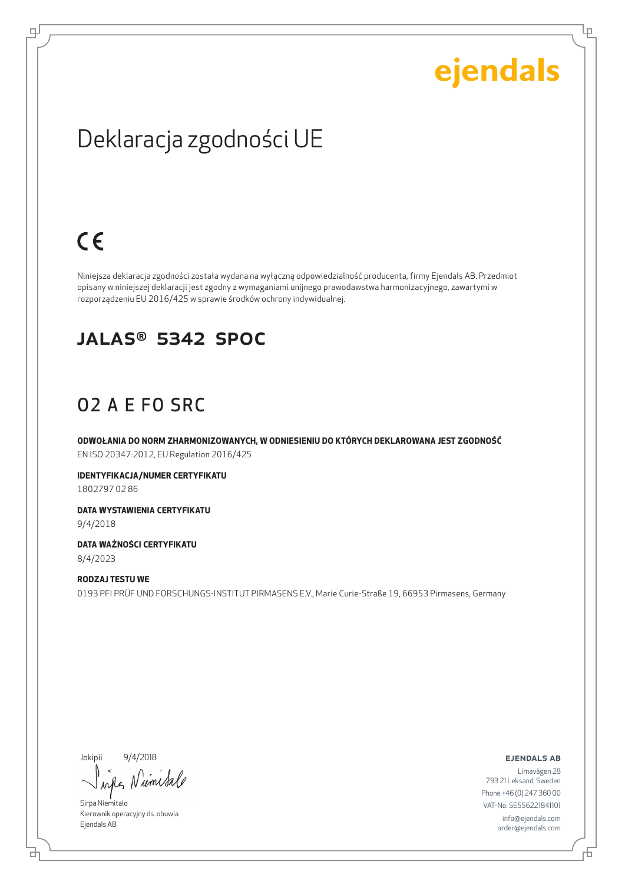ejendals

# Deklaracja zgodności UE

CE

Niniejsza deklaracja zgodności została wydana na wyłączną odpowiedzialność producenta, firmy Ejendals AB. Przedmiot opisany w niniejszej deklaracji jest zgodny z wymaganiami unijnego prawodawstwa harmonizacyjnego, zawartymi w rozporządzeniu EU 2016/425 w sprawie środków ochrony indywidualnej.

## JALAS® 5342 SPOC

## O2 A E FO SRC

**ODWOŁANIA DO NORM ZHARMONIZOWANYCH, W ODNIESIENIU DO KTÓRYCH DEKLAROWANA JEST ZGODNOŚĆ**
EN ISO 20347:2012, EU Regulation 2016/425

**IDENTYFIKACJA/NUMER CERTYFIKATU**
1802797 02 86

**DATA WYSTAWIENIA CERTYFIKATU**
9/4/2018

**DATA WAŻNOŚCI CERTYFIKATU**
8/4/2023

**RODZAJ TESTU WE**
0193 PFI PRÜF UND FORSCHUNGS-INSTITUT PIRMASENS E.V., Marie Curie-Straße 19, 66953 Pirmasens, Germany

Jokipii 9/4/2018

Sirpa Niemitalo
Kierownik operacyjny ds. obuwia
Ejendals AB

**EJENDALS AB**
Limavägen 28
793 21 Leksand, Sweden
Phone +46 (0) 247 360 00
VAT-No: SE556221841101
info@ejendals.com
order@ejendals.com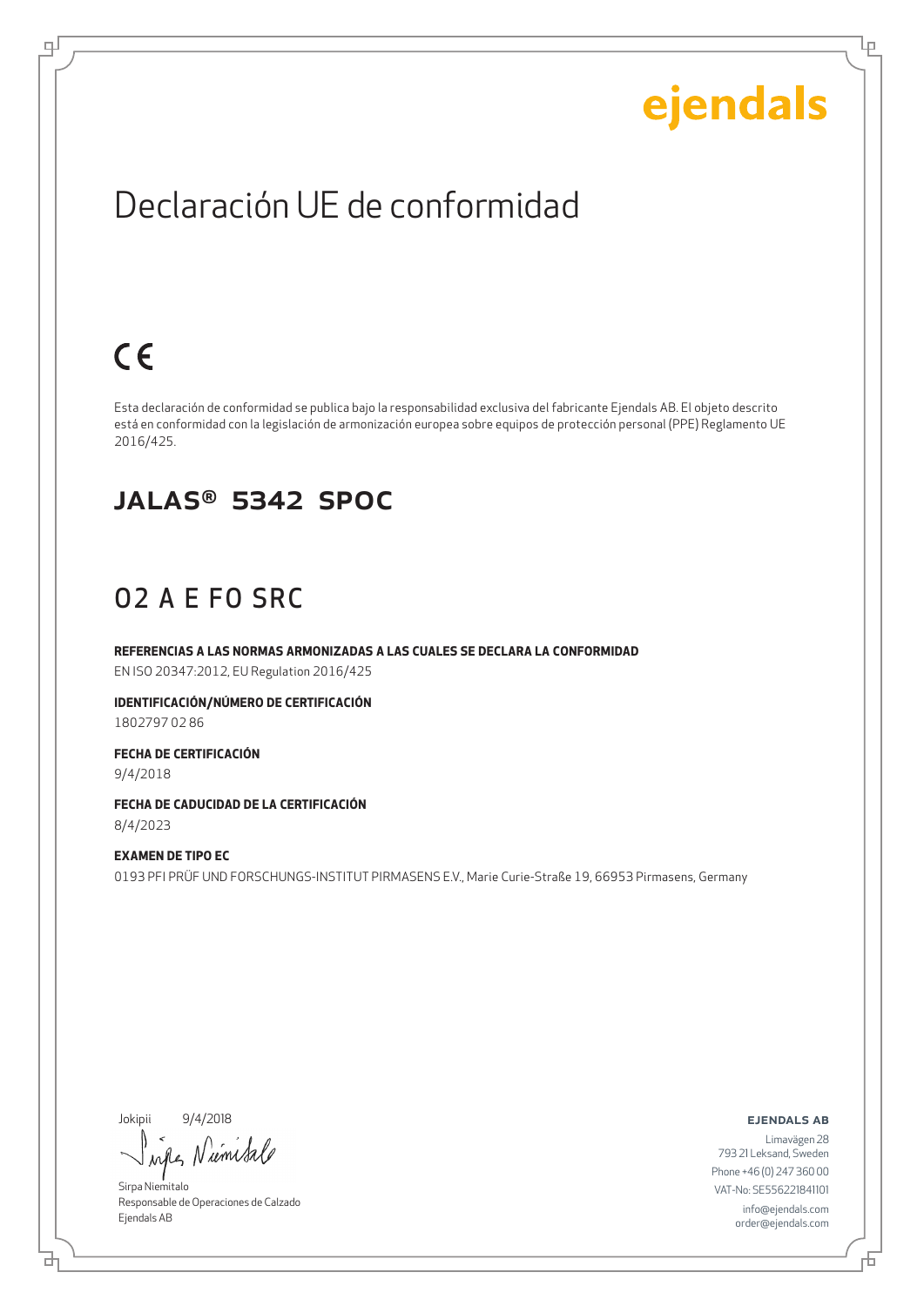ejendals

# Declaración UE de conformidad

CE

Esta declaración de conformidad se publica bajo la responsabilidad exclusiva del fabricante Ejendals AB. El objeto descrito está en conformidad con la legislación de armonización europea sobre equipos de protección personal (PPE) Reglamento UE 2016/425.

## JALAS® 5342 SPOC

## O2 A E FO SRC

**REFERENCIAS A LAS NORMAS ARMONIZADAS A LAS CUALES SE DECLARA LA CONFORMIDAD**
EN ISO 20347:2012, EU Regulation 2016/425

**IDENTIFICACIÓN/NÚMERO DE CERTIFICACIÓN**
1802797 02 86

**FECHA DE CERTIFICACIÓN**
9/4/2018

**FECHA DE CADUCIDAD DE LA CERTIFICACIÓN**
8/4/2023

**EXAMEN DE TIPO EC**
0193 PFI PRÜF UND FORSCHUNGS-INSTITUT PIRMASENS E.V., Marie Curie-Straße 19, 66953 Pirmasens, Germany

Jokipii 9/4/2018

Sirpa Niemitalo
Responsable de Operaciones de Calzado
Ejendals AB

**EJENDALS AB**
Limavägen 28
793 21 Leksand, Sweden
Phone +46 (0) 247 360 00
VAT-No: SE556221841101
info@ejendals.com
order@ejendals.com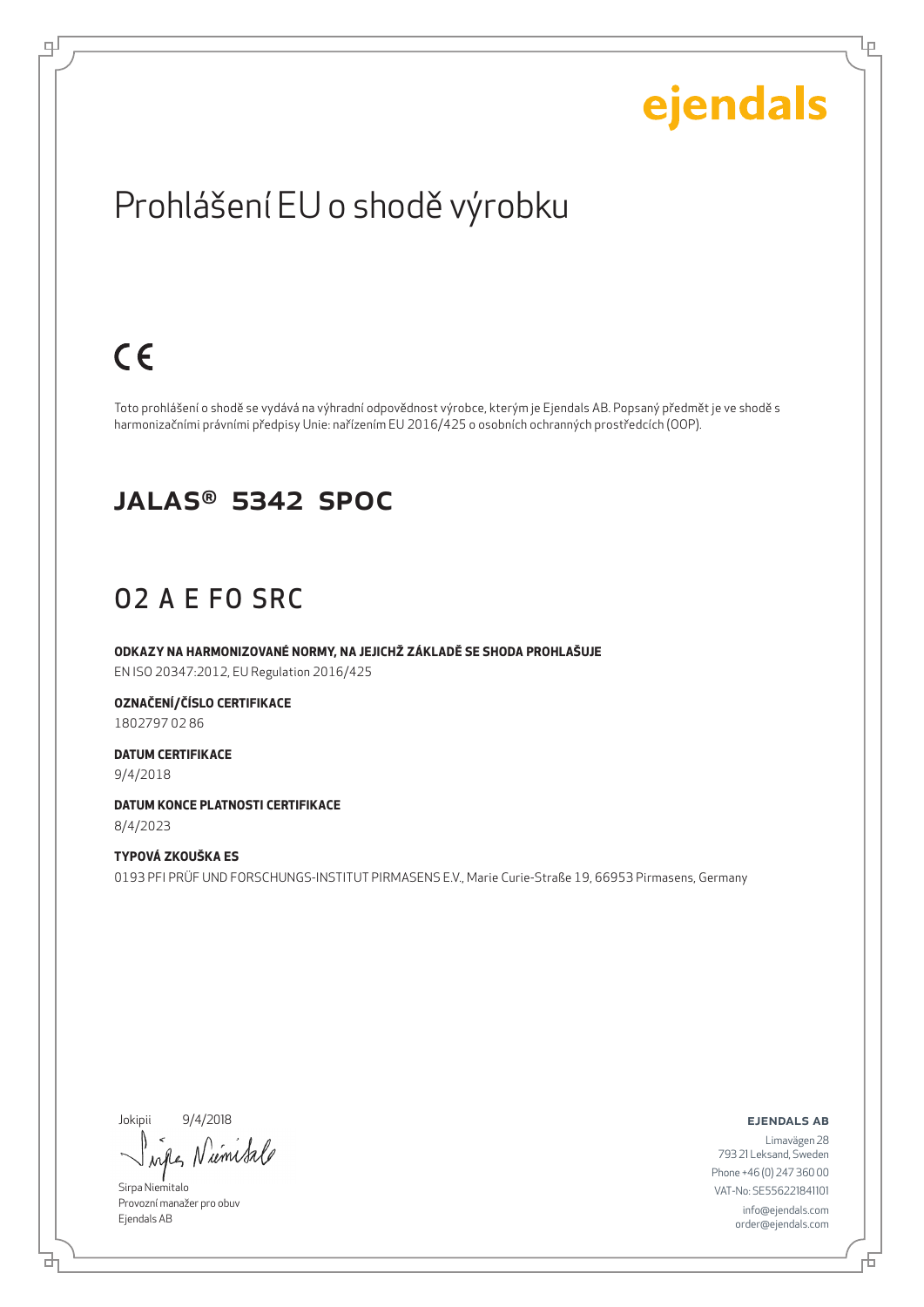ejendals

# Prohlášení EU o shodě výrobku

CE

Toto prohlášení o shodě se vydává na výhradní odpovědnost výrobce, kterým je Ejendals AB. Popsaný předmět je ve shodě s harmonizačními právními předpisy Unie: nařízením EU 2016/425 o osobních ochranných prostředcích (OOP).

## JALAS® 5342 SPOC

## O2 A E FO SRC

**ODKAZY NA HARMONIZOVANÉ NORMY, NA JEJICHŽ ZÁKLADĚ SE SHODA PROHLAŠUJE**
EN ISO 20347:2012, EU Regulation 2016/425

**OZNAČENÍ/ČÍSLO CERTIFIKACE**
1802797 02 86

**DATUM CERTIFIKACE**
9/4/2018

**DATUM KONCE PLATNOSTI CERTIFIKACE**
8/4/2023

**TYPOVÁ ZKOUŠKA ES**
0193 PFI PRÜF UND FORSCHUNGS-INSTITUT PIRMASENS E.V., Marie Curie-Straße 19, 66953 Pirmasens, Germany

Jokipii 9/4/2018

Sirpa Niemitalo
Provozní manažer pro obuv
Ejendals AB

**EJENDALS AB**
Limavägen 28
793 21 Leksand, Sweden
Phone +46 (0) 247 360 00
VAT-No: SE556221841101
info@ejendals.com
order@ejendals.com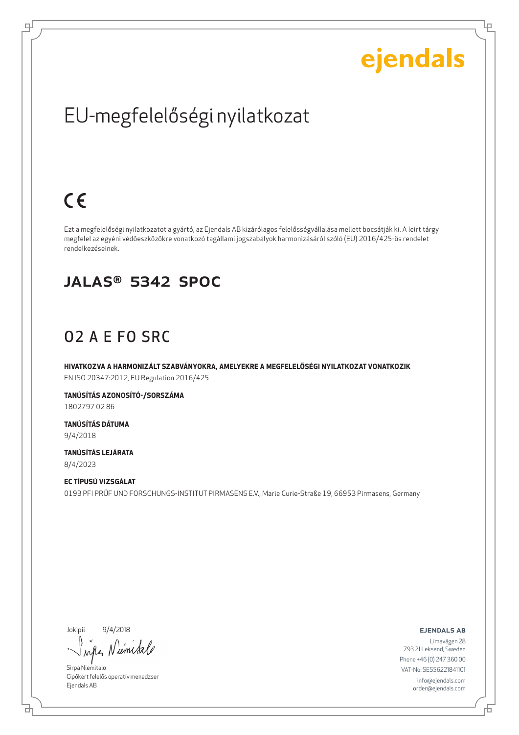ejendals

# EU-megfelelőségi nyilatkozat

CE

Ezt a megfelelőségi nyilatkozatot a gyártó, az Ejendals AB kizárólagos felelősségvállalása mellett bocsátják ki. A leírt tárgy megfelel az egyéni védőeszközökre vonatkozó tagállami jogszabályok harmonizásáról szóló (EU) 2016/425-ös rendelet rendelkezéseinek.

## JALAS® 5342 SPOC

## O2 A E FO SRC

**HIVATKOZVA A HARMONIZÁLT SZABVÁNYOKRA, AMELYEKRE A MEGFELELŐSÉGI NYILATKOZAT VONATKOZIK**
EN ISO 20347:2012, EU Regulation 2016/425

**TANÚSÍTÁS AZONOSÍTÓ-/SORSZÁMA**
1802797 02 86

**TANÚSÍTÁS DÁTUMA**
9/4/2018

**TANÚSÍTÁS LEJÁRATA**
8/4/2023

**EC TÍPUSÚ VIZSGÁLAT**
0193 PFI PRÜF UND FORSCHUNGS-INSTITUT PIRMASENS E.V., Marie Curie-Straße 19, 66953 Pirmasens, Germany

Jokipii 9/4/2018

Sirpa Niemitalo
Cipőkért felelős operatív menedzser
Ejendals AB

**EJENDALS AB**
Limavägen 28
793 21 Leksand, Sweden
Phone +46 (0) 247 360 00
VAT-No: SE556221841101
info@ejendals.com
order@ejendals.com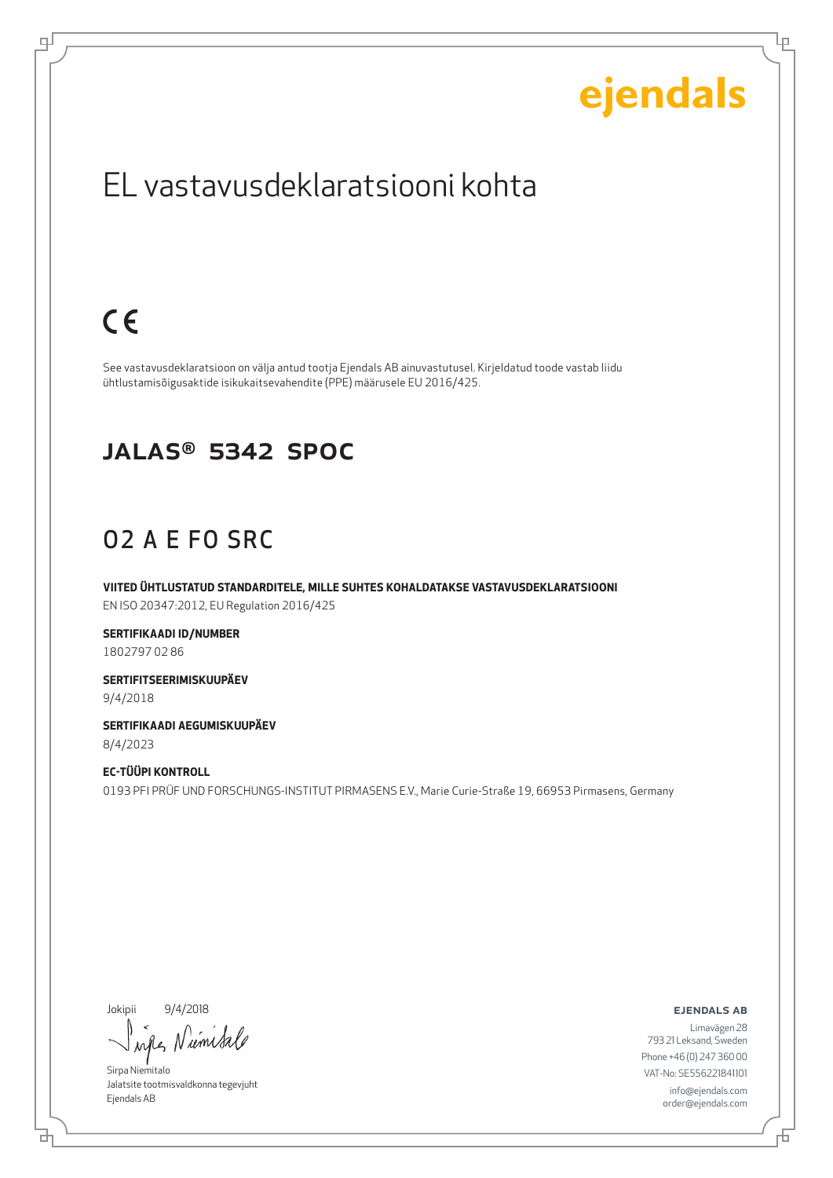ejendals

# EL vastavusdeklaratsiooni kohta

CE

See vastavusdeklaratsioon on välja antud tootja Ejendals AB ainuvastutusel. Kirjeldatud toode vastab liidu ühtlustamisõigusaktide isikukaitsevahendite (PPE) määrusele EU 2016/425.

## JALAS® 5342 SPOC

## O2 A E FO SRC

**VIITED ÜHTLUSTATUD STANDARDITELE, MILLE SUHTES KOHALDATAKSE VASTAVUSDEKLARATSIOONI**
EN ISO 20347:2012, EU Regulation 2016/425

**SERTIFIKAADI ID/NUMBER**
1802797 02 86

**SERTIFITSEERIMISKUUPÄEV**
9/4/2018

**SERTIFIKAADI AEGUMISKUUPÄEV**
8/4/2023

**EC-TÜÜPI KONTROLL**
0193 PFI PRÜF UND FORSCHUNGS-INSTITUT PIRMASENS E.V., Marie Curie-Straße 19, 66953 Pirmasens, Germany

Jokipii 9/4/2018

Sirpa Niemitalo
Jalatsite tootmisvaldkonna tegevjuht
Ejendals AB

**EJENDALS AB**
Limavägen 28
793 21 Leksand, Sweden
Phone +46 (0) 247 360 00
VAT-No: SE556221841101
info@ejendals.com
order@ejendals.com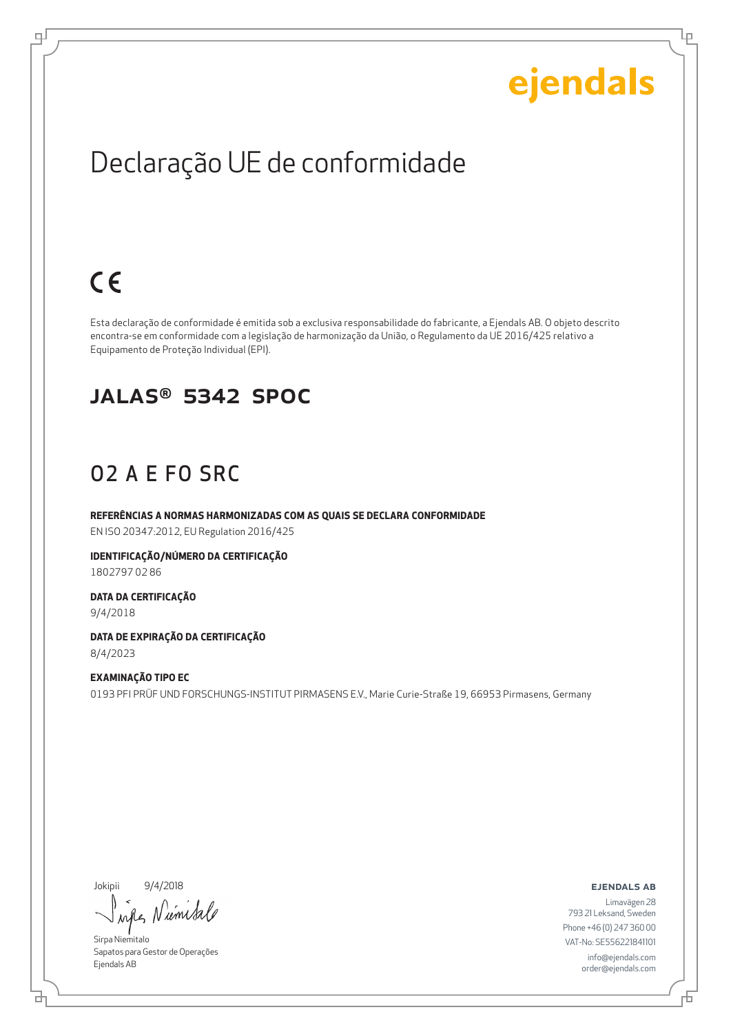ejendals

# Declaração UE de conformidade

CE

Esta declaração de conformidade é emitida sob a exclusiva responsabilidade do fabricante, a Ejendals AB. O objeto descrito encontra-se em conformidade com a legislação de harmonização da União, o Regulamento da UE 2016/425 relativo a Equipamento de Proteção Individual (EPI).

## JALAS® 5342 SPOC

## O2 A E FO SRC

**REFERÊNCIAS A NORMAS HARMONIZADAS COM AS QUAIS SE DECLARA CONFORMIDADE**
EN ISO 20347:2012, EU Regulation 2016/425

**IDENTIFICAÇÃO/NÚMERO DA CERTIFICAÇÃO**
1802797 02 86

**DATA DA CERTIFICAÇÃO**
9/4/2018

**DATA DE EXPIRAÇÃO DA CERTIFICAÇÃO**
8/4/2023

**EXAMINAÇÃO TIPO EC**
0193 PFI PRÜF UND FORSCHUNGS-INSTITUT PIRMASENS E.V., Marie Curie-Straße 19, 66953 Pirmasens, Germany

Jokipii 9/4/2018

Sirpa Niemitalo
Sapatos para Gestor de Operações
Ejendals AB

**EJENDALS AB**
Limavägen 28
793 21 Leksand, Sweden
Phone +46 (0) 247 360 00
VAT-No: SE556221841101
info@ejendals.com
order@ejendals.com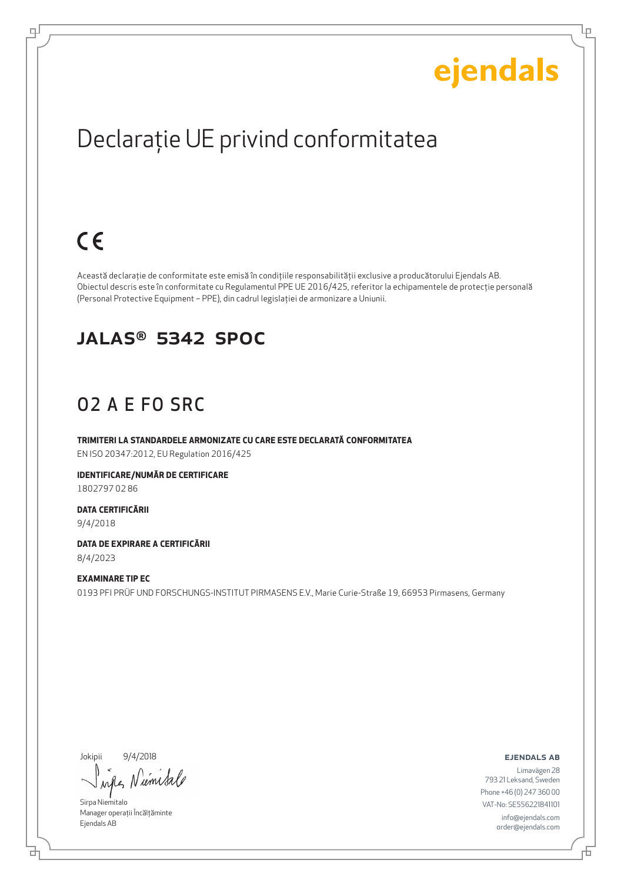ejendals

# Declarație UE privind conformitatea

CE

Această declarație de conformitate este emisă în condițiile responsabilității exclusive a producătorului Ejendals AB. Obiectul descris este în conformitate cu Regulamentul PPE UE 2016/425, referitor la echipamentele de protecție personală (Personal Protective Equipment – PPE), din cadrul legislației de armonizare a Uniunii.

## JALAS® 5342 SPOC

## O2 A E FO SRC

**TRIMITERI LA STANDARDELE ARMONIZATE CU CARE ESTE DECLARATĂ CONFORMITATEA**
EN ISO 20347:2012, EU Regulation 2016/425

**IDENTIFICARE/NUMĂR DE CERTIFICARE**
1802797 02 86

**DATA CERTIFICĂRII**
9/4/2018

**DATA DE EXPIRARE A CERTIFICĂRII**
8/4/2023

**EXAMINARE TIP EC**
0193 PFI PRÜF UND FORSCHUNGS-INSTITUT PIRMASENS E.V., Marie Curie-Straße 19, 66953 Pirmasens, Germany

Jokipii 9/4/2018

Sirpa Niemitalo
Manager operații Încălțăminte
Ejendals AB

**EJENDALS AB**
Limavägen 28
793 21 Leksand, Sweden
Phone +46 (0) 247 360 00
VAT-No: SE556221841101
info@ejendals.com
order@ejendals.com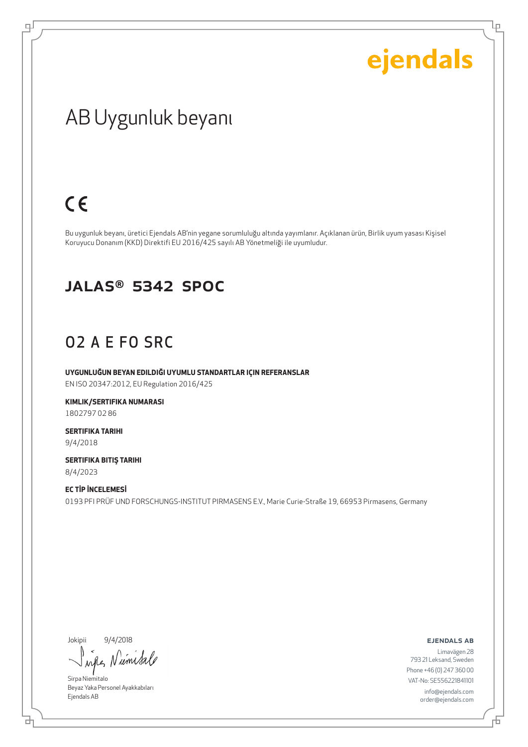ejendals

# AB Uygunluk beyanı

CE

Bu uygunluk beyanı, üretici Ejendals AB'nin yegane sorumluluğu altında yayımlanır. Açıklanan ürün, Birlik uyum yasası Kişisel Koruyucu Donanım (KKD) Direktifi EU 2016/425 sayılı AB Yönetmeliği ile uyumludur.

## JALAS® 5342 SPOC

## 02 A E FO SRC

**UYGUNLUĞUN BEYAN EDILDIĞI UYUMLU STANDARTLAR IÇIN REFERANSLAR**
EN ISO 20347:2012, EU Regulation 2016/425

**KIMLIK/SERTIFIKA NUMARASI**
1802797 02 86

**SERTIFIKA TARIHI**
9/4/2018

**SERTIFIKA BITIŞ TARIHI**
8/4/2023

**EC TİP İNCELEMESİ**
0193 PFI PRÜF UND FORSCHUNGS-INSTITUT PIRMASENS E.V., Marie Curie-Straße 19, 66953 Pirmasens, Germany

Jokipii 9/4/2018

Sirpa Niemitalo
Beyaz Yaka Personel Ayakkabıları
Ejendals AB

**EJENDALS AB**
Limavägen 28
793 21 Leksand, Sweden
Phone +46 (0) 247 360 00
VAT-No: SE556221841101
info@ejendals.com
order@ejendals.com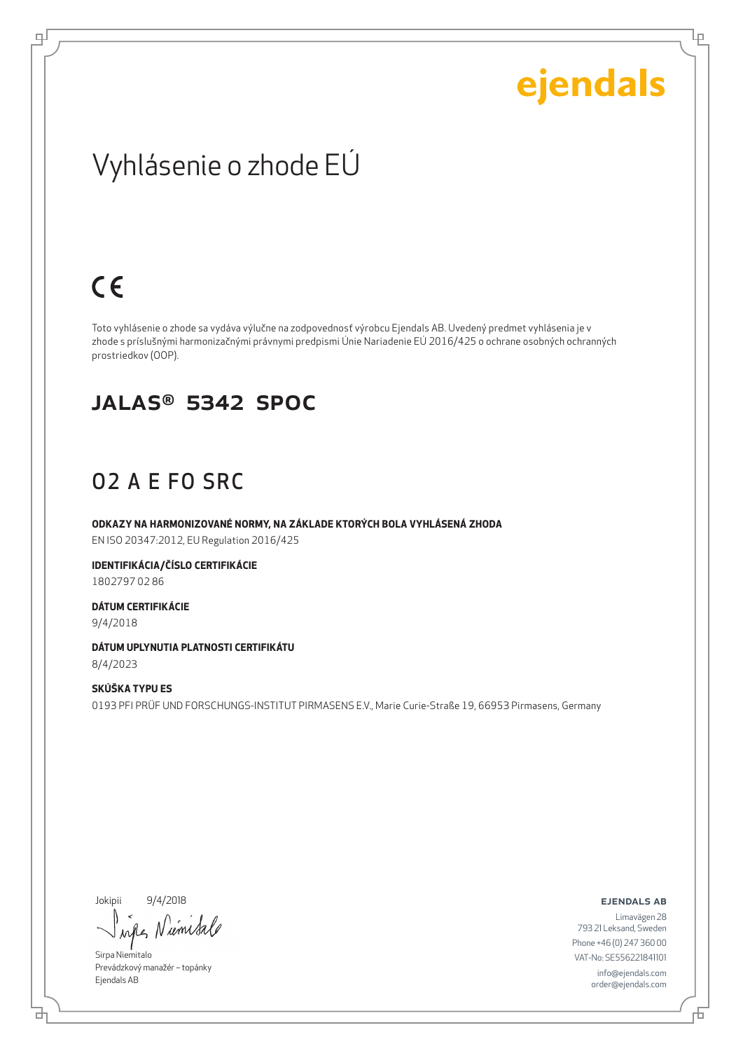ejendals

# Vyhlásenie o zhode EÚ

CE

Toto vyhlásenie o zhode sa vydáva výlučne na zodpovednosť výrobcu Ejendals AB. Uvedený predmet vyhlásenia je v zhode s príslušnými harmonizačnými právnymi predpismi Únie Nariadenie EÚ 2016/425 o ochrane osobných ochranných prostriedkov (OOP).

## JALAS® 5342 SPOC

## O2 A E FO SRC

**ODKAZY NA HARMONIZOVANÉ NORMY, NA ZÁKLADE KTORÝCH BOLA VYHLÁSENÁ ZHODA**
EN ISO 20347:2012, EU Regulation 2016/425

**IDENTIFIKÁCIA/ČÍSLO CERTIFIKÁCIE**
1802797 02 86

**DÁTUM CERTIFIKÁCIE**
9/4/2018

**DÁTUM UPLYNUTIA PLATNOSTI CERTIFIKÁTU**
8/4/2023

**SKÚŠKA TYPU ES**
0193 PFI PRÜF UND FORSCHUNGS-INSTITUT PIRMASENS E.V., Marie Curie-Straße 19, 66953 Pirmasens, Germany

Jokipii 9/4/2018

Sirpa Niemitalo
Prevádzkový manažér – topánky
Ejendals AB

**EJENDALS AB**
Limavägen 28
793 21 Leksand, Sweden
Phone +46 (0) 247 360 00
VAT-No: SE556221841101
info@ejendals.com
order@ejendals.com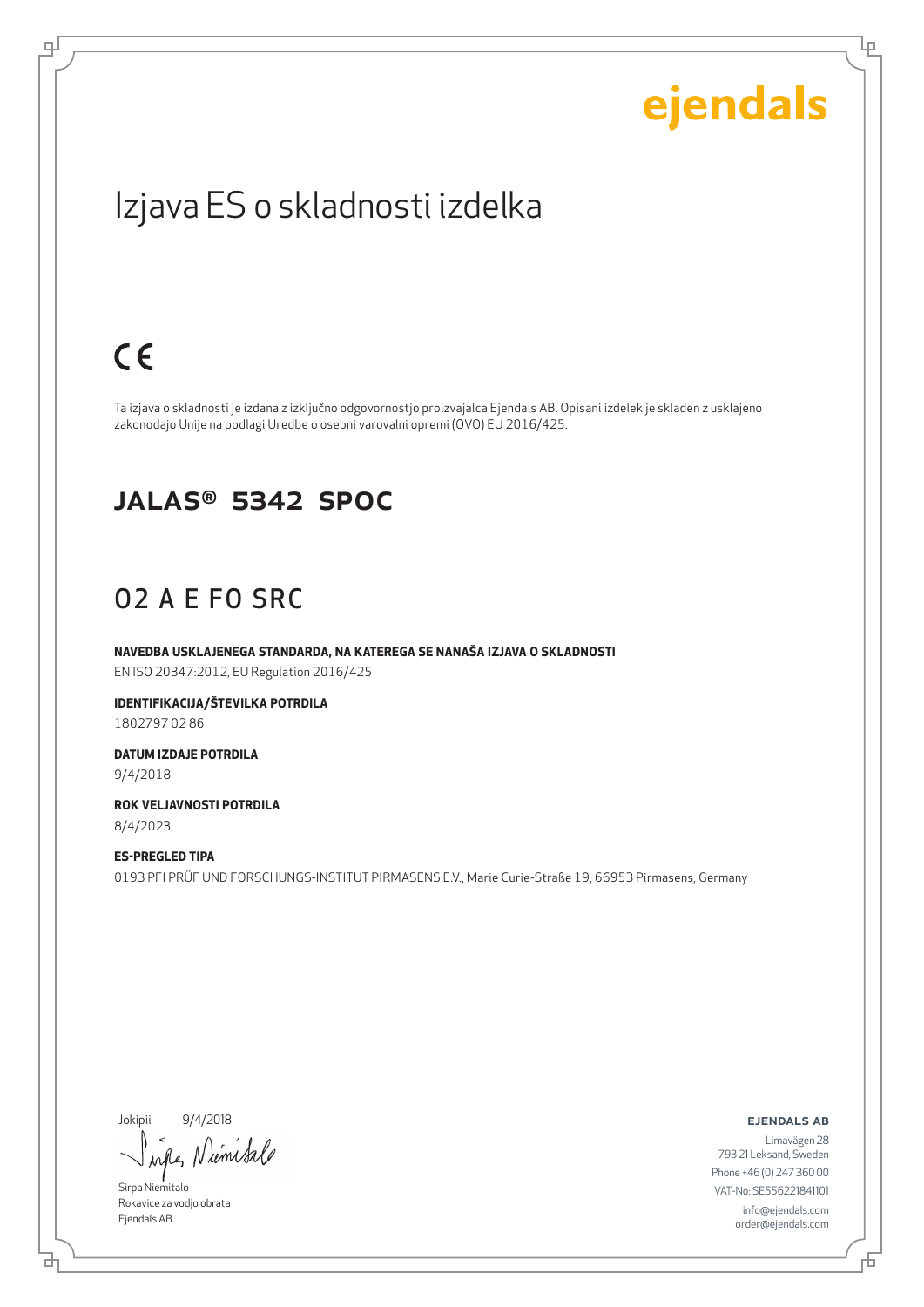ejendals

# Izjava ES o skladnosti izdelka

CE

Ta izjava o skladnosti je izdana z izključno odgovornostjo proizvajalca Ejendals AB. Opisani izdelek je skladen z usklajeno zakonodajo Unije na podlagi Uredbe o osebni varovalni opremi (OVO) EU 2016/425.

## JALAS® 5342 SPOC

## O2 A E FO SRC

**NAVEDBA USKLAJENEGA STANDARDA, NA KATEREGA SE NANAŠA IZJAVA O SKLADNOSTI**
EN ISO 20347:2012, EU Regulation 2016/425

**IDENTIFIKACIJA/ŠTEVILKA POTRDILA**
1802797 02 86

**DATUM IZDAJE POTRDILA**
9/4/2018

**ROK VELJAVNOSTI POTRDILA**
8/4/2023

**ES-PREGLED TIPA**
0193 PFI PRÜF UND FORSCHUNGS-INSTITUT PIRMASENS E.V., Marie Curie-Straße 19, 66953 Pirmasens, Germany

Jokipii 9/4/2018

Sirpa Niemitalo
Rokavice za vodjo obrata
Ejendals AB

**EJENDALS AB**
Limavägen 28
793 21 Leksand, Sweden
Phone +46 (0) 247 360 00
VAT-No: SE556221841101
info@ejendals.com
order@ejendals.com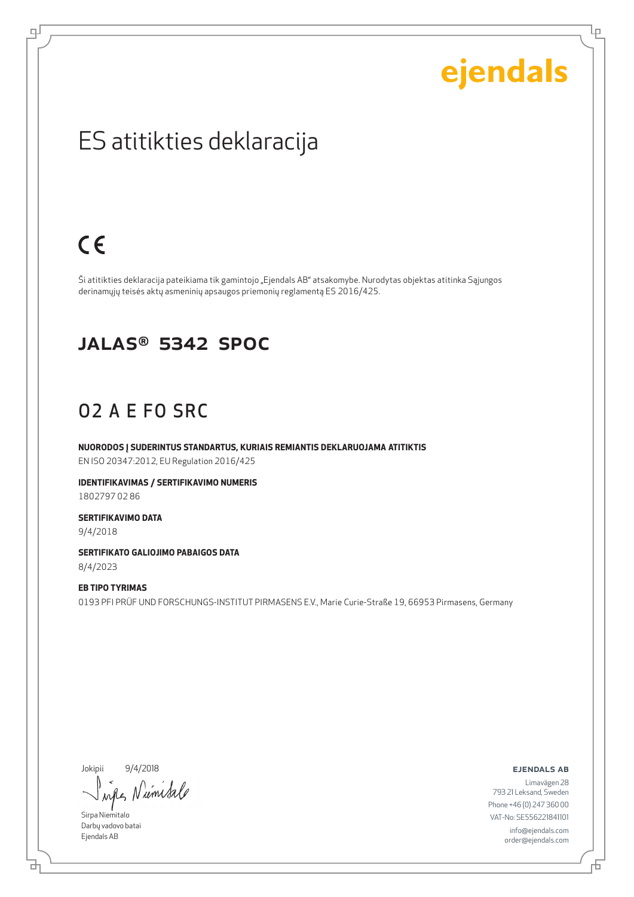ejendals

# ES atitikties deklaracija

CE

Ši atitikties deklaracija pateikiama tik gamintojo „Ejendals AB" atsakomybe. Nurodytas objektas atitinka Sąjungos derinamųjų teisės aktų asmeninių apsaugos priemonių reglamentą ES 2016/425.

## JALAS® 5342 SPOC

## O2 A E FO SRC

**NUORODOS Į SUDERINTUS STANDARTUS, KURIAIS REMIANTIS DEKLARUOJAMA ATITIKTIS**
EN ISO 20347:2012, EU Regulation 2016/425

**IDENTIFIKAVIMAS / SERTIFIKAVIMO NUMERIS**
1802797 02 86

**SERTIFIKAVIMO DATA**
9/4/2018

**SERTIFIKATO GALIOJIMO PABAIGOS DATA**
8/4/2023

**EB TIPO TYRIMAS**
0193 PFI PRÜF UND FORSCHUNGS-INSTITUT PIRMASENS E.V., Marie Curie-Straße 19, 66953 Pirmasens, Germany

Jokipii 9/4/2018

Sirpa Niemitalo
Darbų vadovo batai
Ejendals AB

**EJENDALS AB**
Limavägen 28
793 21 Leksand, Sweden
Phone +46 (0) 247 360 00
VAT-No: SE556221841101
info@ejendals.com
order@ejendals.com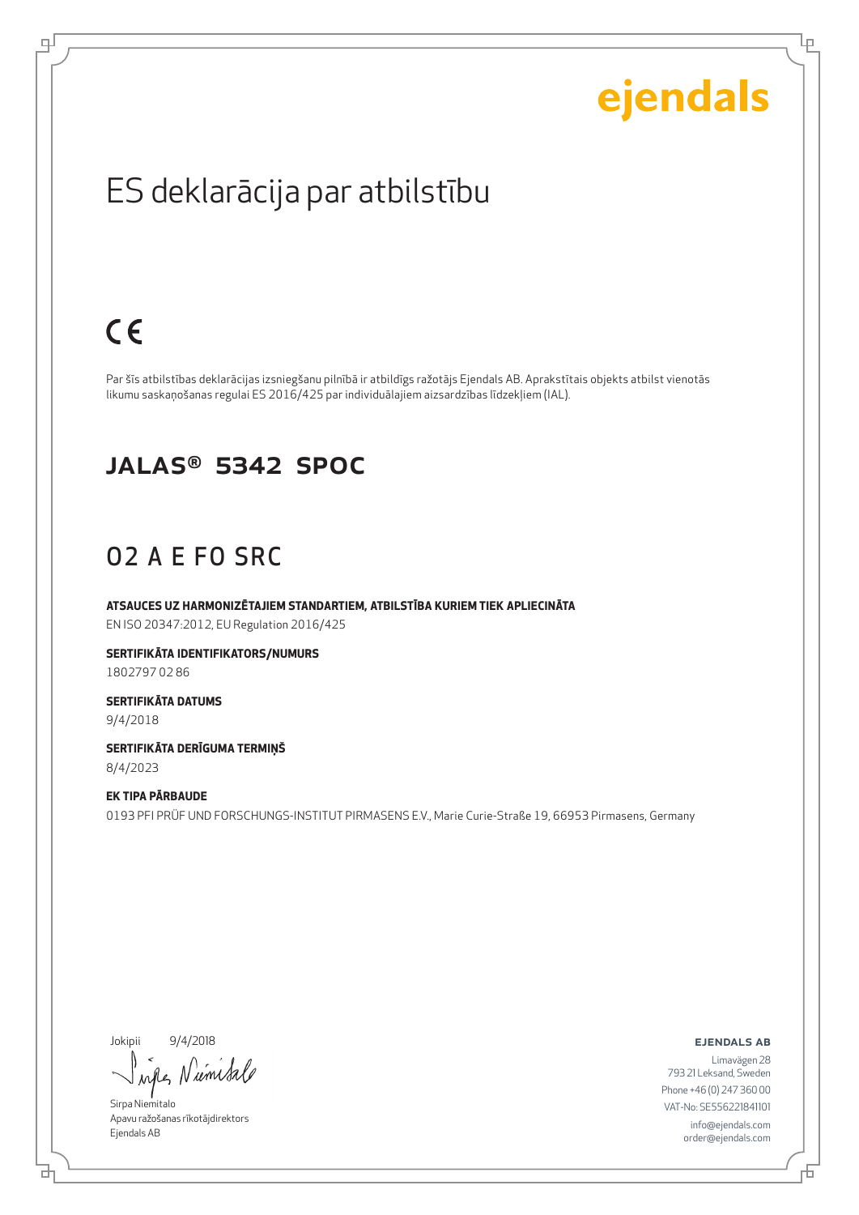ejendals

# ES deklarācija par atbilstību

CE

Par šīs atbilstības deklarācijas izsniegšanu pilnībā ir atbildīgs ražotājs Ejendals AB. Aprakstītais objekts atbilst vienotās likumu saskaņošanas regulai ES 2016/425 par individuālajiem aizsardzības līdzekļiem (IAL).

## JALAS® 5342 SPOC

## O2 A E FO SRC

**ATSAUCES UZ HARMONIZĒTAJIEM STANDARTIEM, ATBILSTĪBA KURIEM TIEK APLIECINĀTA**
EN ISO 20347:2012, EU Regulation 2016/425

**SERTIFIKĀTA IDENTIFIKATORS/NUMURS**
1802797 02 86

**SERTIFIKĀTA DATUMS**
9/4/2018

**SERTIFIKĀTA DERĪGUMA TERMIŅŠ**
8/4/2023

**EK TIPA PĀRBAUDE**
0193 PFI PRÜF UND FORSCHUNGS-INSTITUT PIRMASENS E.V., Marie Curie-Straße 19, 66953 Pirmasens, Germany

Jokipii 9/4/2018

Sirpa Niemitalo
Apavu ražošanas rīkotājdirektors
Ejendals AB

**EJENDALS AB**
Limavägen 28
793 21 Leksand, Sweden
Phone +46 (0) 247 360 00
VAT-No: SE556221841101
info@ejendals.com
order@ejendals.com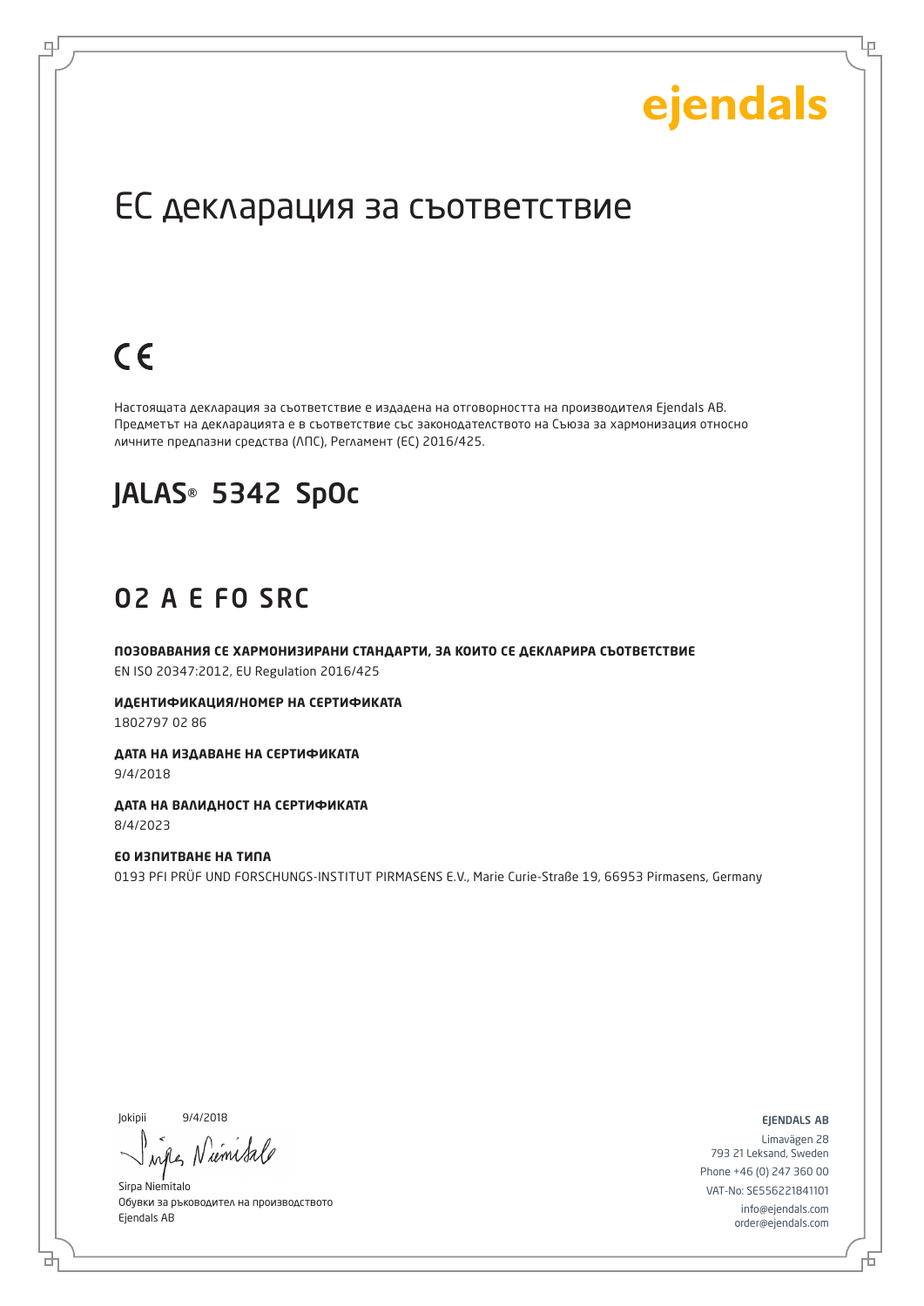ejendals

# ЕС декларация за съответствие

CE

Настоящата декларация за съответствие е издадена на отговорността на производителя Ejendals AB. Предметът на декларацията е в съответствие със законодателството на Съюза за хармонизация относно личните предпазни средства (ЛПС), Регламент (ЕС) 2016/425.

## JALAS® 5342 SpOc

## O2 A E FO SRC

**ПОЗОВАВАНИЯ СЕ ХАРМОНИЗИРАНИ СТАНДАРТИ, ЗА КОИТО СЕ ДЕКЛАРИРА СЪОТВЕТСТВИЕ**
EN ISO 20347:2012, EU Regulation 2016/425

**ИДЕНТИФИКАЦИЯ/НОМЕР НА СЕРТИФИКАТА**
1802797 02 86

**ДАТА НА ИЗДАВАНЕ НА СЕРТИФИКАТА**
9/4/2018

**ДАТА НА ВАЛИДНОСТ НА СЕРТИФИКАТА**
8/4/2023

**ЕО ИЗПИТВАНЕ НА ТИПА**
0193 PFI PRÜF UND FORSCHUNGS-INSTITUT PIRMASENS E.V., Marie Curie-Straße 19, 66953 Pirmasens, Germany

Jokipii 9/4/2018

Sirpa Niemitalo
Обувки за ръководител на производството
Ejendals AB

EJENDALS AB
Limavägen 28
793 21 Leksand, Sweden
Phone +46 (0) 247 360 00
VAT-No: SE556221841101
info@ejendals.com
order@ejendals.com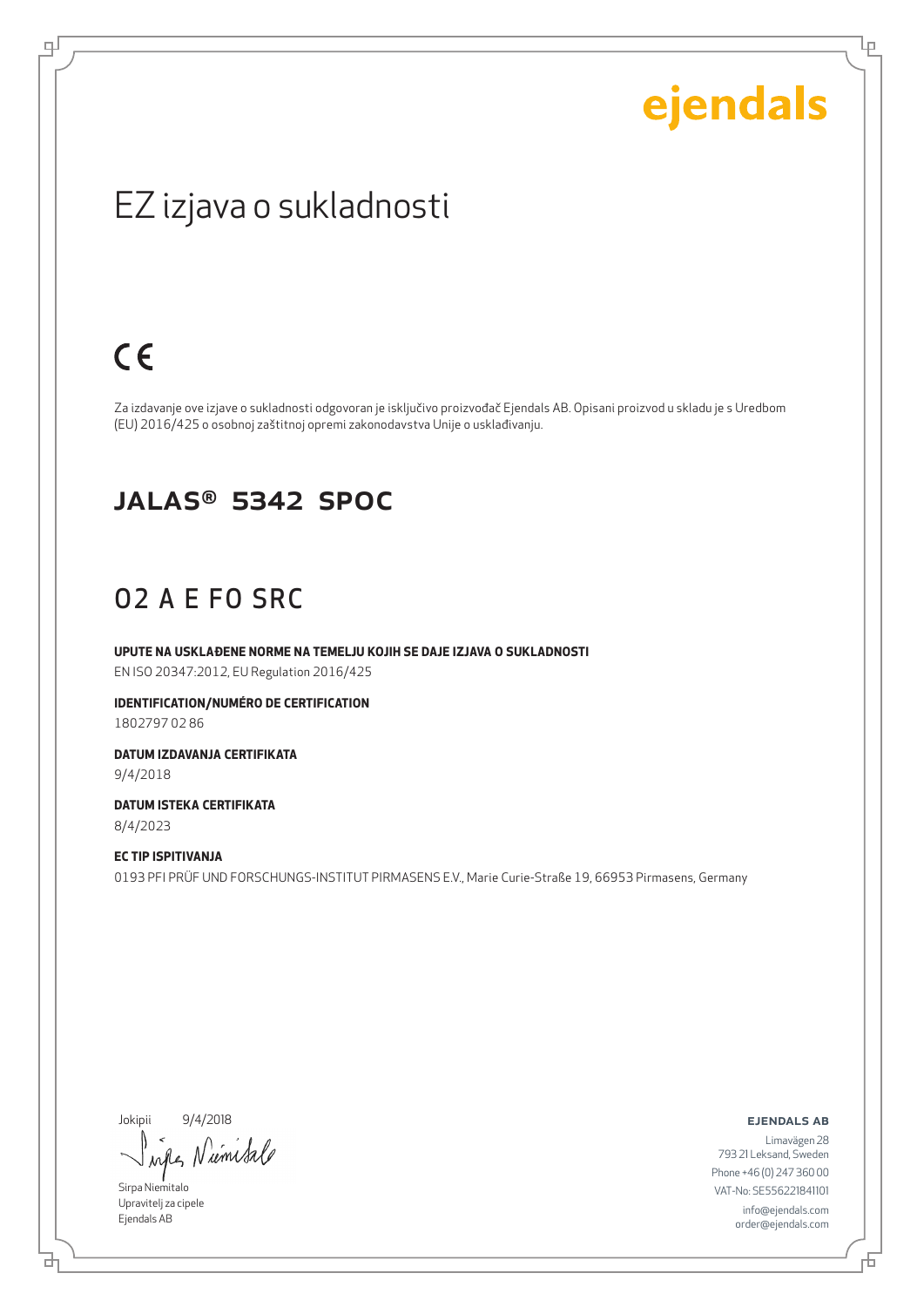ejendals

# EZ izjava o sukladnosti

CE

Za izdavanje ove izjave o sukladnosti odgovoran je isključivo proizvođač Ejendals AB. Opisani proizvod u skladu je s Uredbom (EU) 2016/425 o osobnoj zaštitnoj opremi zakonodavstva Unije o usklađivanju.

## JALAS® 5342 SPOC

## O2 A E FO SRC

**UPUTE NA USKLAĐENE NORME NA TEMELJU KOJIH SE DAJE IZJAVA O SUKLADNOSTI**
EN ISO 20347:2012, EU Regulation 2016/425

**IDENTIFICATION/NUMÉRO DE CERTIFICATION**
1802797 02 86

**DATUM IZDAVANJA CERTIFIKATA**
9/4/2018

**DATUM ISTEKA CERTIFIKATA**
8/4/2023

**EC TIP ISPITIVANJA**
0193 PFI PRÜF UND FORSCHUNGS-INSTITUT PIRMASENS E.V., Marie Curie-Straße 19, 66953 Pirmasens, Germany

Jokipii 9/4/2018

Sirpa Niemitalo
Upravitelj za cipele
Ejendals AB

**EJENDALS AB**
Limavägen 28
793 21 Leksand, Sweden
Phone +46 (0) 247 360 00
VAT-No: SE556221841101
info@ejendals.com
order@ejendals.com